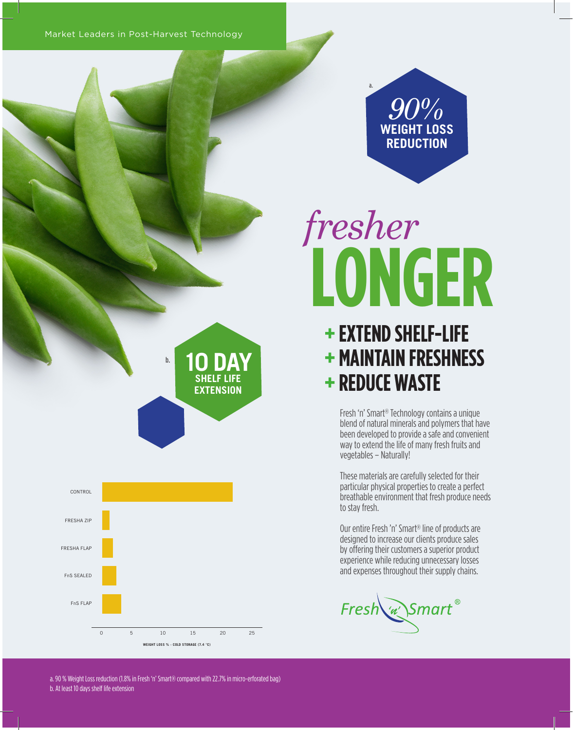Market Leaders in Post-Harvest Technology

a.

**90% WEIGHT LOSS REDUCTION**

# *fresher* LONGER

## + EXTEND SHELF-LIFE
## + MAINTAIN FRESHNESS
## + REDUCE WASTE

b.

**10 DAY SHELF LIFE EXTENSION**

Fresh 'n' Smart® Technology contains a unique blend of natural minerals and polymers that have been developed to provide a safe and convenient way to extend the life of many fresh fruits and vegetables – Naturally!

These materials are carefully selected for their particular physical properties to create a perfect breathable environment that fresh produce needs to stay fresh.

Our entire Fresh 'n' Smart® line of products are designed to increase our clients produce sales by offering their customers a superior product experience while reducing unnecessary losses and expenses throughout their supply chains.

CONTROL
FRESHA ZIP
FRESHA FLAP
FnS SEALED
FnS FLAP

0 5 10 15 20 25

WEIGHT LOSS % - COLD STORAGE (7.4 °C)

Fresh 'n' Smart®

a. 90 % Weight Loss reduction (1.8% in Fresh 'n' Smart® compared with 22.7% in micro-erforated bag)
b. At least 10 days shelf life extension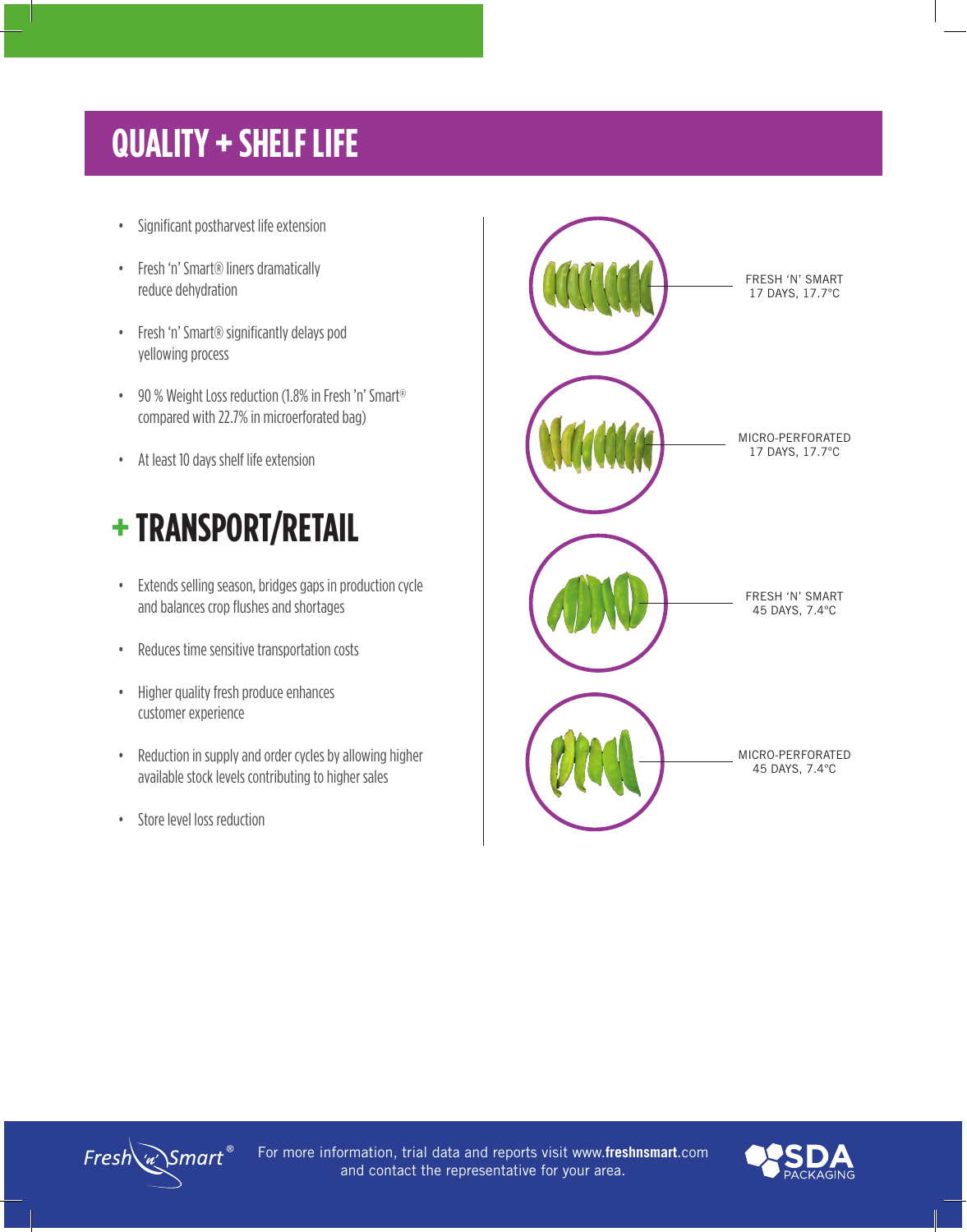# QUALITY + SHELF LIFE

- Significant postharvest life extension
- Fresh 'n' Smart® liners dramatically reduce dehydration
- Fresh 'n' Smart® significantly delays pod yellowing process
- 90 % Weight Loss reduction (1.8% in Fresh 'n' Smart® compared with 22.7% in microerforated bag)
- At least 10 days shelf life extension

## + TRANSPORT/RETAIL

- Extends selling season, bridges gaps in production cycle and balances crop flushes and shortages
- Reduces time sensitive transportation costs
- Higher quality fresh produce enhances customer experience
- Reduction in supply and order cycles by allowing higher available stock levels contributing to higher sales
- Store level loss reduction

FRESH 'N' SMART
17 DAYS, 17.7°C

MICRO-PERFORATED
17 DAYS, 17.7°C

FRESH 'N' SMART
45 DAYS, 7.4°C

MICRO-PERFORATED
45 DAYS, 7.4°C

Fresh 'n' Smart®

For more information, trial data and reports visit www.**freshnsmart**.com and contact the representative for your area.

SDA PACKAGING